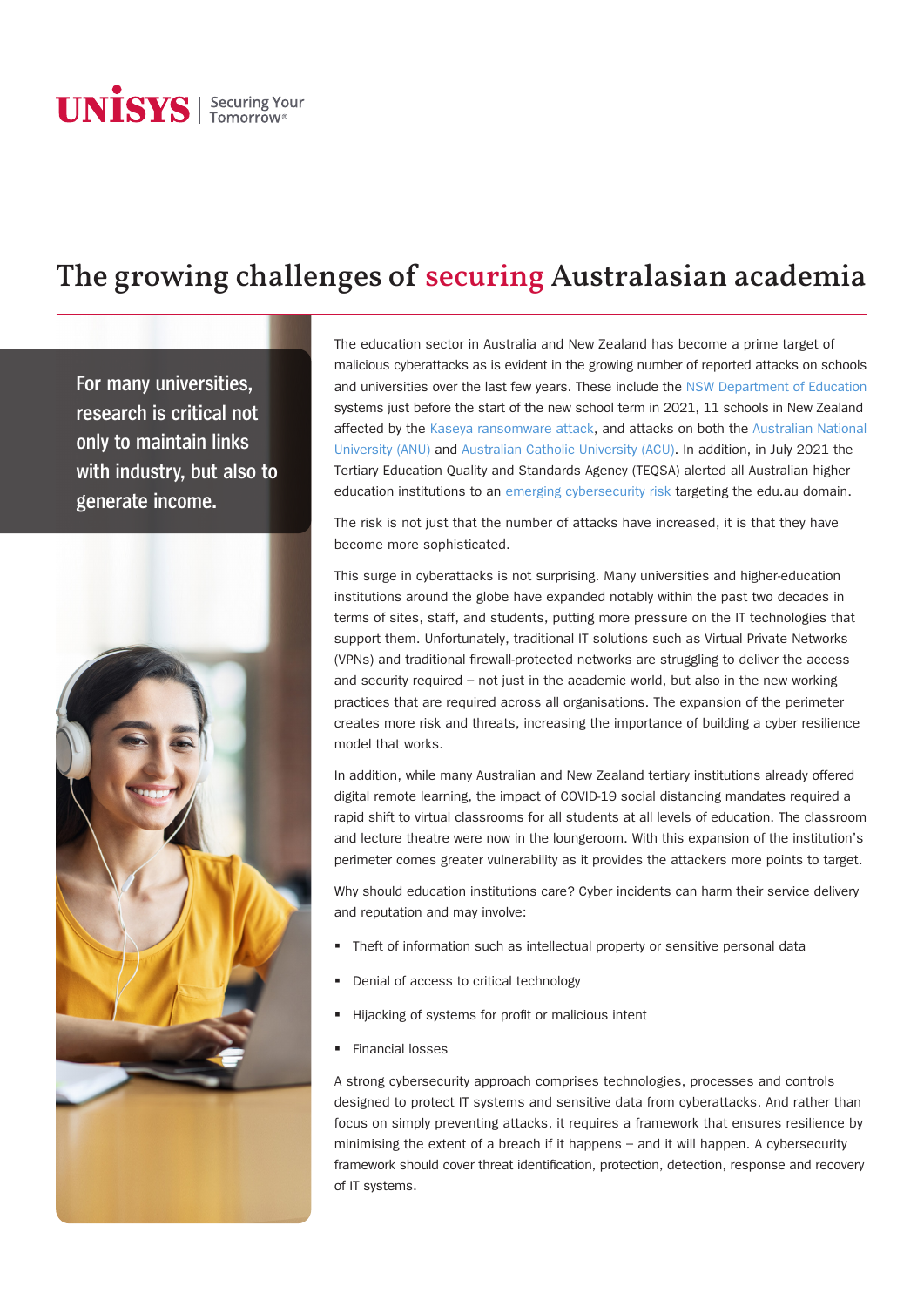UNISYS | Securing Your Tomorrow®

# The growing challenges of securing Australasian academia

> For many universities, research is critical not only to maintain links with industry, but also to generate income.

The education sector in Australia and New Zealand has become a prime target of malicious cyberattacks as is evident in the growing number of reported attacks on schools and universities over the last few years. These include the NSW Department of Education systems just before the start of the new school term in 2021, 11 schools in New Zealand affected by the Kaseya ransomware attack, and attacks on both the Australian National University (ANU) and Australian Catholic University (ACU). In addition, in July 2021 the Tertiary Education Quality and Standards Agency (TEQSA) alerted all Australian higher education institutions to an emerging cybersecurity risk targeting the edu.au domain.

The risk is not just that the number of attacks have increased, it is that they have become more sophisticated.

This surge in cyberattacks is not surprising. Many universities and higher-education institutions around the globe have expanded notably within the past two decades in terms of sites, staff, and students, putting more pressure on the IT technologies that support them. Unfortunately, traditional IT solutions such as Virtual Private Networks (VPNs) and traditional firewall-protected networks are struggling to deliver the access and security required – not just in the academic world, but also in the new working practices that are required across all organisations. The expansion of the perimeter creates more risk and threats, increasing the importance of building a cyber resilience model that works.

In addition, while many Australian and New Zealand tertiary institutions already offered digital remote learning, the impact of COVID-19 social distancing mandates required a rapid shift to virtual classrooms for all students at all levels of education. The classroom and lecture theatre were now in the loungeroom. With this expansion of the institution's perimeter comes greater vulnerability as it provides the attackers more points to target.

Why should education institutions care? Cyber incidents can harm their service delivery and reputation and may involve:

- Theft of information such as intellectual property or sensitive personal data
- Denial of access to critical technology
- Hijacking of systems for profit or malicious intent
- Financial losses

A strong cybersecurity approach comprises technologies, processes and controls designed to protect IT systems and sensitive data from cyberattacks. And rather than focus on simply preventing attacks, it requires a framework that ensures resilience by minimising the extent of a breach if it happens – and it will happen. A cybersecurity framework should cover threat identification, protection, detection, response and recovery of IT systems.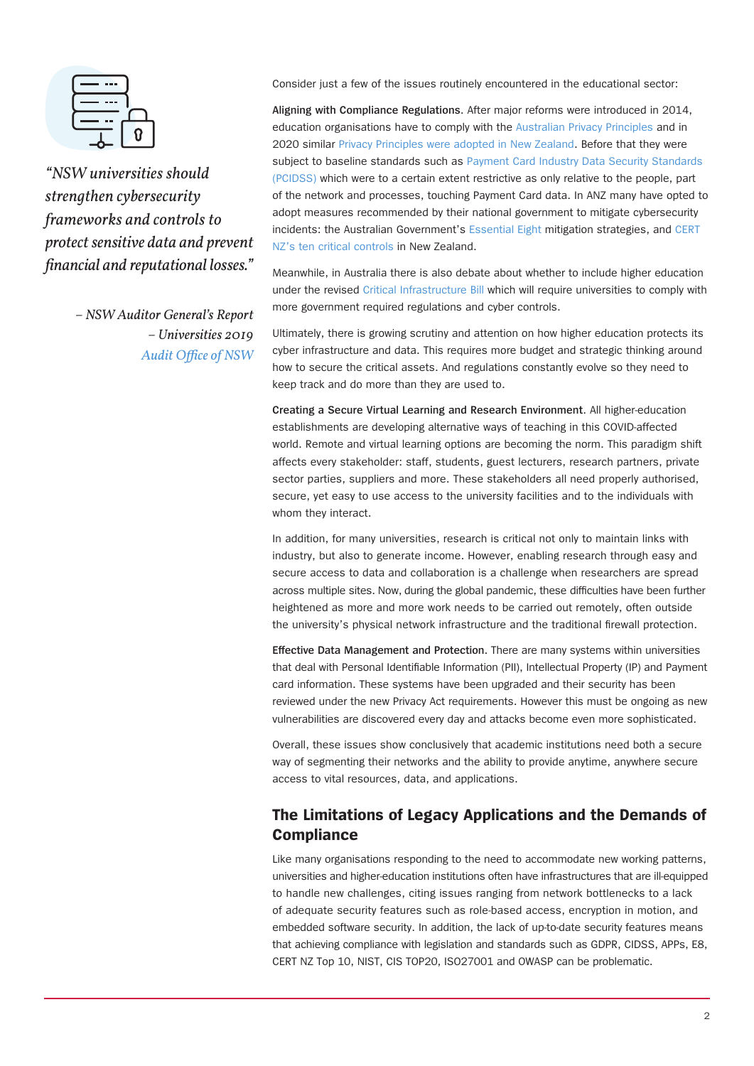> *"NSW universities should strengthen cybersecurity frameworks and controls to protect sensitive data and prevent financial and reputational losses."*
>
> *– NSW Auditor General's Report – Universities 2019 Audit Office of NSW*

Consider just a few of the issues routinely encountered in the educational sector:

**Aligning with Compliance Regulations**. After major reforms were introduced in 2014, education organisations have to comply with the Australian Privacy Principles and in 2020 similar Privacy Principles were adopted in New Zealand. Before that they were subject to baseline standards such as Payment Card Industry Data Security Standards (PCIDSS) which were to a certain extent restrictive as only relative to the people, part of the network and processes, touching Payment Card data. In ANZ many have opted to adopt measures recommended by their national government to mitigate cybersecurity incidents: the Australian Government's Essential Eight mitigation strategies, and CERT NZ's ten critical controls in New Zealand.

Meanwhile, in Australia there is also debate about whether to include higher education under the revised Critical Infrastructure Bill which will require universities to comply with more government required regulations and cyber controls.

Ultimately, there is growing scrutiny and attention on how higher education protects its cyber infrastructure and data. This requires more budget and strategic thinking around how to secure the critical assets. And regulations constantly evolve so they need to keep track and do more than they are used to.

**Creating a Secure Virtual Learning and Research Environment**. All higher-education establishments are developing alternative ways of teaching in this COVID-affected world. Remote and virtual learning options are becoming the norm. This paradigm shift affects every stakeholder: staff, students, guest lecturers, research partners, private sector parties, suppliers and more. These stakeholders all need properly authorised, secure, yet easy to use access to the university facilities and to the individuals with whom they interact.

In addition, for many universities, research is critical not only to maintain links with industry, but also to generate income. However, enabling research through easy and secure access to data and collaboration is a challenge when researchers are spread across multiple sites. Now, during the global pandemic, these difficulties have been further heightened as more and more work needs to be carried out remotely, often outside the university's physical network infrastructure and the traditional firewall protection.

**Effective Data Management and Protection**. There are many systems within universities that deal with Personal Identifiable Information (PII), Intellectual Property (IP) and Payment card information. These systems have been upgraded and their security has been reviewed under the new Privacy Act requirements. However this must be ongoing as new vulnerabilities are discovered every day and attacks become even more sophisticated.

Overall, these issues show conclusively that academic institutions need both a secure way of segmenting their networks and the ability to provide anytime, anywhere secure access to vital resources, data, and applications.

## The Limitations of Legacy Applications and the Demands of Compliance

Like many organisations responding to the need to accommodate new working patterns, universities and higher-education institutions often have infrastructures that are ill-equipped to handle new challenges, citing issues ranging from network bottlenecks to a lack of adequate security features such as role-based access, encryption in motion, and embedded software security. In addition, the lack of up-to-date security features means that achieving compliance with legislation and standards such as GDPR, CIDSS, APPs, E8, CERT NZ Top 10, NIST, CIS TOP20, ISO27001 and OWASP can be problematic.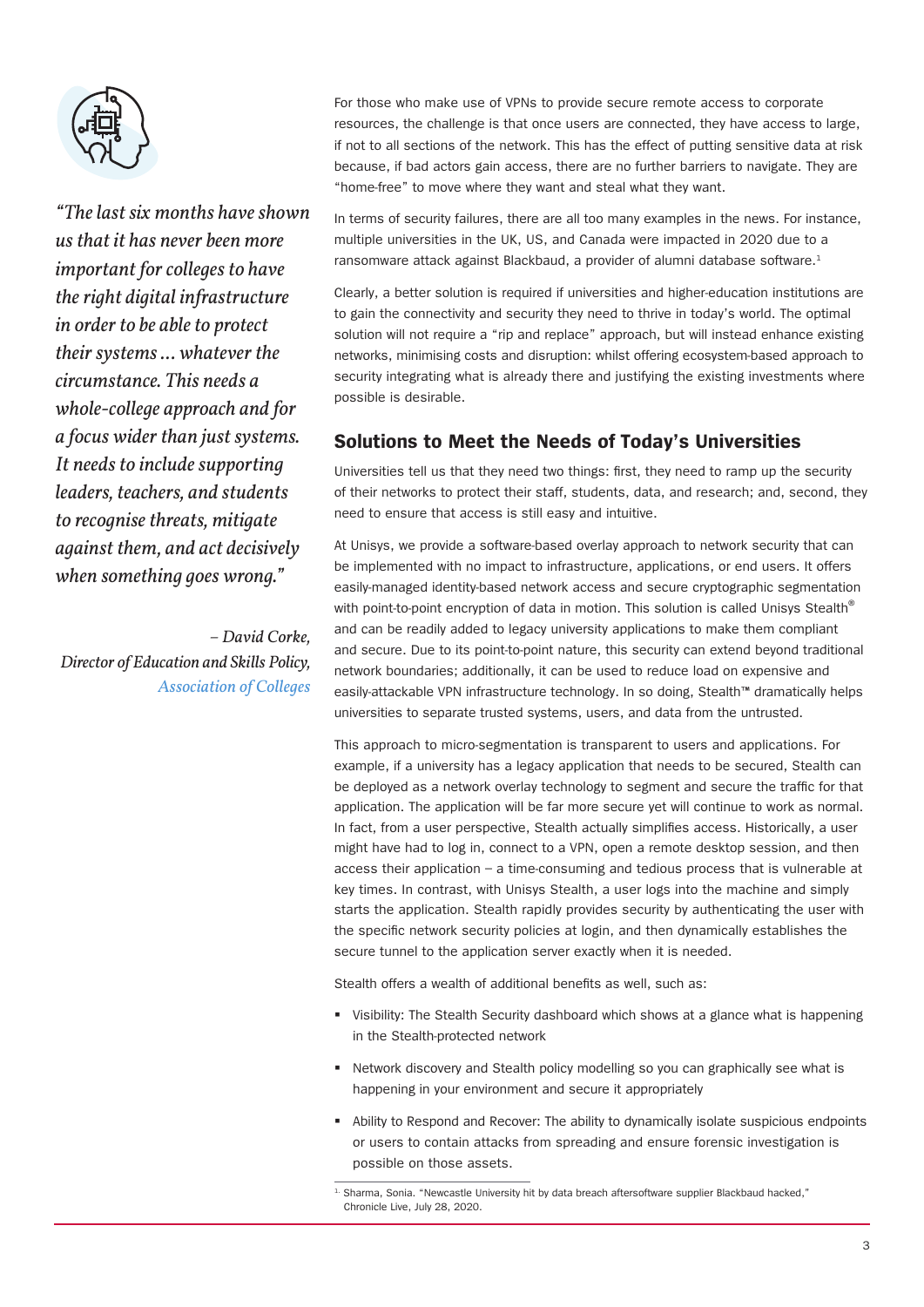*"The last six months have shown us that it has never been more important for colleges to have the right digital infrastructure in order to be able to protect their systems ... whatever the circumstance. This needs a whole-college approach and for a focus wider than just systems. It needs to include supporting leaders, teachers, and students to recognise threats, mitigate against them, and act decisively when something goes wrong."*

*– David Corke, Director of Education and Skills Policy, Association of Colleges*

For those who make use of VPNs to provide secure remote access to corporate resources, the challenge is that once users are connected, they have access to large, if not to all sections of the network. This has the effect of putting sensitive data at risk because, if bad actors gain access, there are no further barriers to navigate. They are "home-free" to move where they want and steal what they want.

In terms of security failures, there are all too many examples in the news. For instance, multiple universities in the UK, US, and Canada were impacted in 2020 due to a ransomware attack against Blackbaud, a provider of alumni database software.[1]

Clearly, a better solution is required if universities and higher-education institutions are to gain the connectivity and security they need to thrive in today's world. The optimal solution will not require a "rip and replace" approach, but will instead enhance existing networks, minimising costs and disruption: whilst offering ecosystem-based approach to security integrating what is already there and justifying the existing investments where possible is desirable.

## Solutions to Meet the Needs of Today's Universities

Universities tell us that they need two things: first, they need to ramp up the security of their networks to protect their staff, students, data, and research; and, second, they need to ensure that access is still easy and intuitive.

At Unisys, we provide a software-based overlay approach to network security that can be implemented with no impact to infrastructure, applications, or end users. It offers easily-managed identity-based network access and secure cryptographic segmentation with point-to-point encryption of data in motion. This solution is called Unisys Stealth® and can be readily added to legacy university applications to make them compliant and secure. Due to its point-to-point nature, this security can extend beyond traditional network boundaries; additionally, it can be used to reduce load on expensive and easily-attackable VPN infrastructure technology. In so doing, Stealth™ dramatically helps universities to separate trusted systems, users, and data from the untrusted.

This approach to micro-segmentation is transparent to users and applications. For example, if a university has a legacy application that needs to be secured, Stealth can be deployed as a network overlay technology to segment and secure the traffic for that application. The application will be far more secure yet will continue to work as normal. In fact, from a user perspective, Stealth actually simplifies access. Historically, a user might have had to log in, connect to a VPN, open a remote desktop session, and then access their application – a time-consuming and tedious process that is vulnerable at key times. In contrast, with Unisys Stealth, a user logs into the machine and simply starts the application. Stealth rapidly provides security by authenticating the user with the specific network security policies at login, and then dynamically establishes the secure tunnel to the application server exactly when it is needed.

Stealth offers a wealth of additional benefits as well, such as:

- Visibility: The Stealth Security dashboard which shows at a glance what is happening in the Stealth-protected network
- Network discovery and Stealth policy modelling so you can graphically see what is happening in your environment and secure it appropriately
- Ability to Respond and Recover: The ability to dynamically isolate suspicious endpoints or users to contain attacks from spreading and ensure forensic investigation is possible on those assets.

[1] Sharma, Sonia. "Newcastle University hit by data breach aftersoftware supplier Blackbaud hacked," Chronicle Live, July 28, 2020.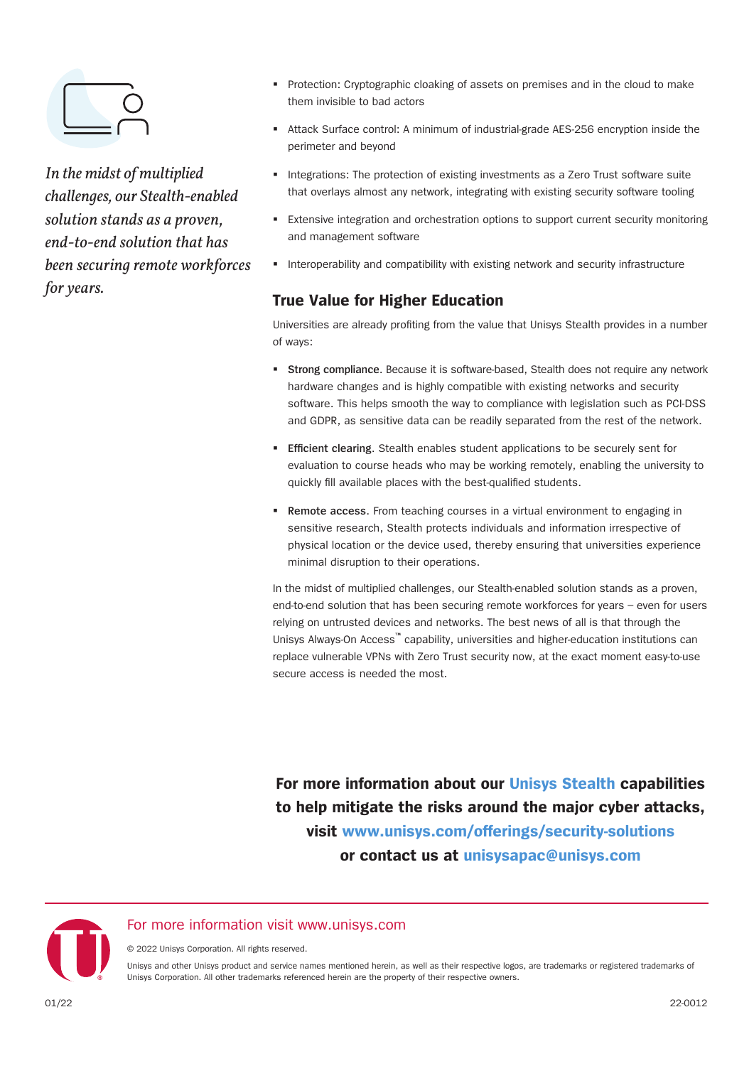*In the midst of multiplied challenges, our Stealth-enabled solution stands as a proven, end-to-end solution that has been securing remote workforces for years.*

- Protection: Cryptographic cloaking of assets on premises and in the cloud to make them invisible to bad actors
- Attack Surface control: A minimum of industrial-grade AES-256 encryption inside the perimeter and beyond
- Integrations: The protection of existing investments as a Zero Trust software suite that overlays almost any network, integrating with existing security software tooling
- Extensive integration and orchestration options to support current security monitoring and management software
- Interoperability and compatibility with existing network and security infrastructure

## True Value for Higher Education

Universities are already profiting from the value that Unisys Stealth provides in a number of ways:

- **Strong compliance**. Because it is software-based, Stealth does not require any network hardware changes and is highly compatible with existing networks and security software. This helps smooth the way to compliance with legislation such as PCI-DSS and GDPR, as sensitive data can be readily separated from the rest of the network.
- **Efficient clearing**. Stealth enables student applications to be securely sent for evaluation to course heads who may be working remotely, enabling the university to quickly fill available places with the best-qualified students.
- **Remote access**. From teaching courses in a virtual environment to engaging in sensitive research, Stealth protects individuals and information irrespective of physical location or the device used, thereby ensuring that universities experience minimal disruption to their operations.

In the midst of multiplied challenges, our Stealth-enabled solution stands as a proven, end-to-end solution that has been securing remote workforces for years – even for users relying on untrusted devices and networks. The best news of all is that through the Unisys Always-On Access™ capability, universities and higher-education institutions can replace vulnerable VPNs with Zero Trust security now, at the exact moment easy-to-use secure access is needed the most.

**For more information about our Unisys Stealth capabilities to help mitigate the risks around the major cyber attacks, visit www.unisys.com/offerings/security-solutions or contact us at unisysapac@unisys.com**

For more information visit www.unisys.com

© 2022 Unisys Corporation. All rights reserved.

Unisys and other Unisys product and service names mentioned herein, as well as their respective logos, are trademarks or registered trademarks of Unisys Corporation. All other trademarks referenced herein are the property of their respective owners.

01/22 22-0012